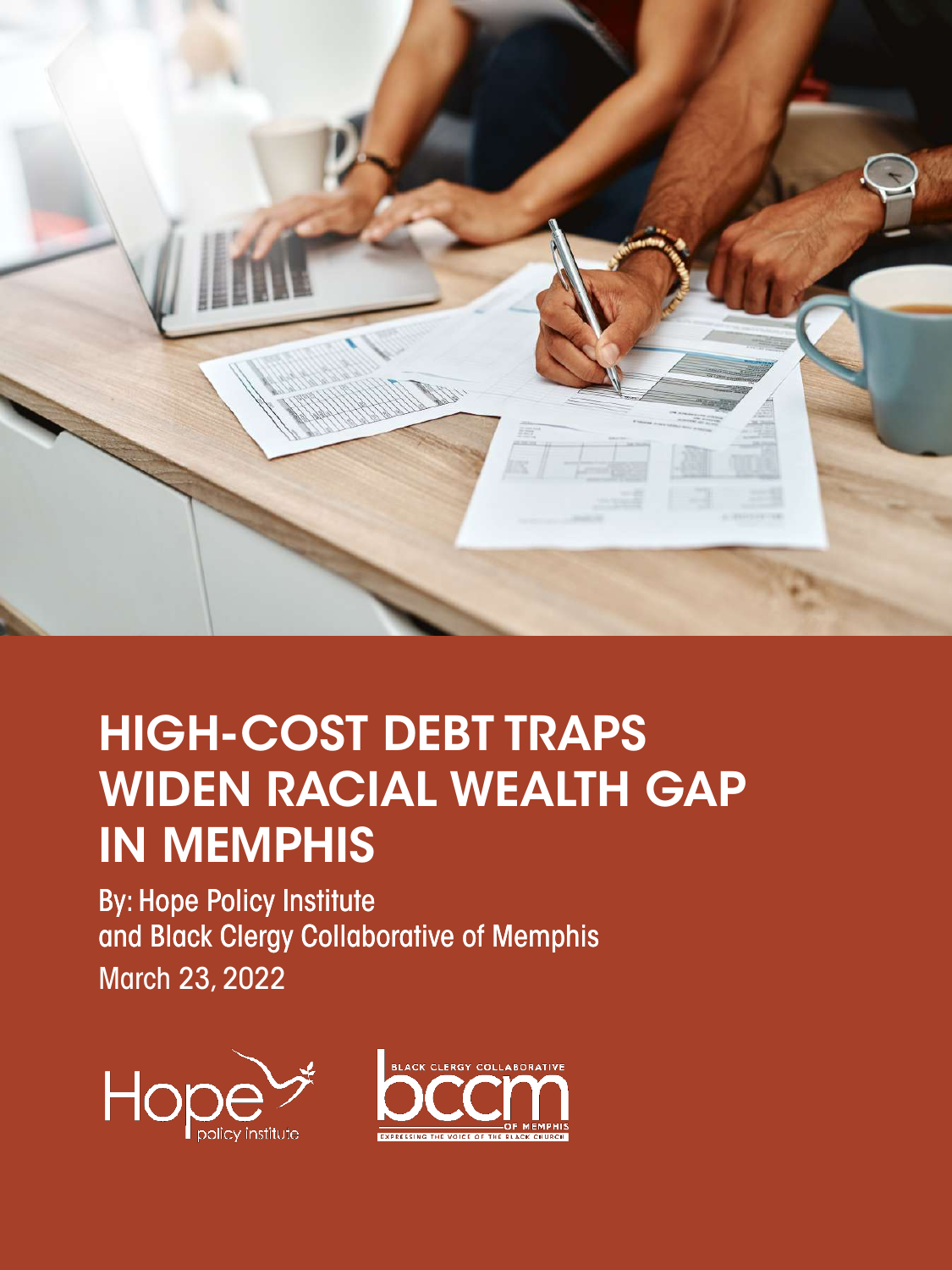# HIGH-COST DEBT TRAPS WIDEN RACIAL WEALTH GAP IN MEMPHIS

By: Hope Policy Institute
and Black Clergy Collaborative of Memphis
March 23, 2022

Hope policy institute

BLACK CLERGY COLLABORATIVE bccm OF MEMPHIS
EXPRESSING THE VOICE OF THE BLACK CHURCH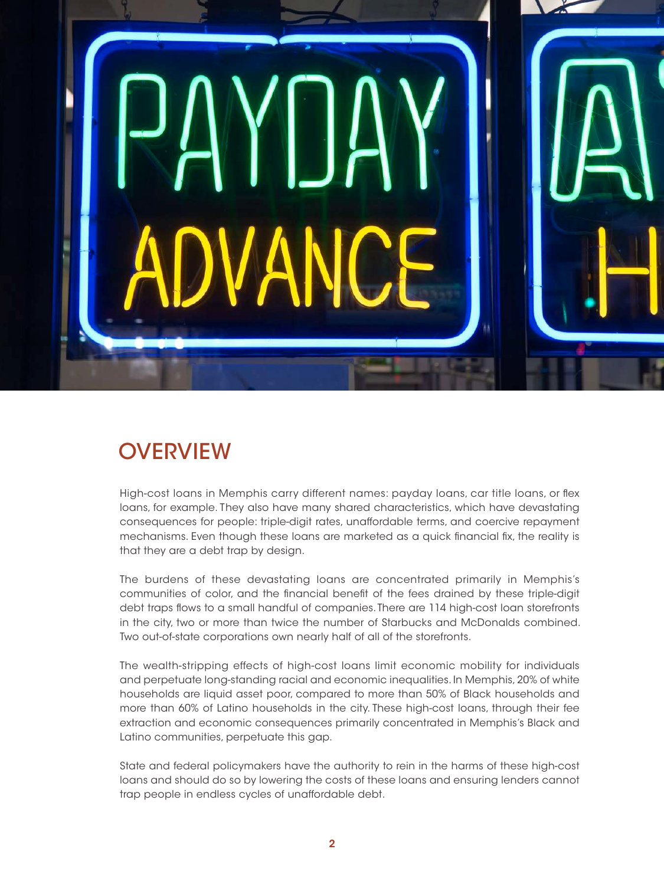## OVERVIEW

High-cost loans in Memphis carry different names: payday loans, car title loans, or flex loans, for example. They also have many shared characteristics, which have devastating consequences for people: triple-digit rates, unaffordable terms, and coercive repayment mechanisms. Even though these loans are marketed as a quick financial fix, the reality is that they are a debt trap by design.

The burdens of these devastating loans are concentrated primarily in Memphis's communities of color, and the financial benefit of the fees drained by these triple-digit debt traps flows to a small handful of companies. There are 114 high-cost loan storefronts in the city, two or more than twice the number of Starbucks and McDonalds combined. Two out-of-state corporations own nearly half of all of the storefronts.

The wealth-stripping effects of high-cost loans limit economic mobility for individuals and perpetuate long-standing racial and economic inequalities. In Memphis, 20% of white households are liquid asset poor, compared to more than 50% of Black households and more than 60% of Latino households in the city. These high-cost loans, through their fee extraction and economic consequences primarily concentrated in Memphis's Black and Latino communities, perpetuate this gap.

State and federal policymakers have the authority to rein in the harms of these high-cost loans and should do so by lowering the costs of these loans and ensuring lenders cannot trap people in endless cycles of unaffordable debt.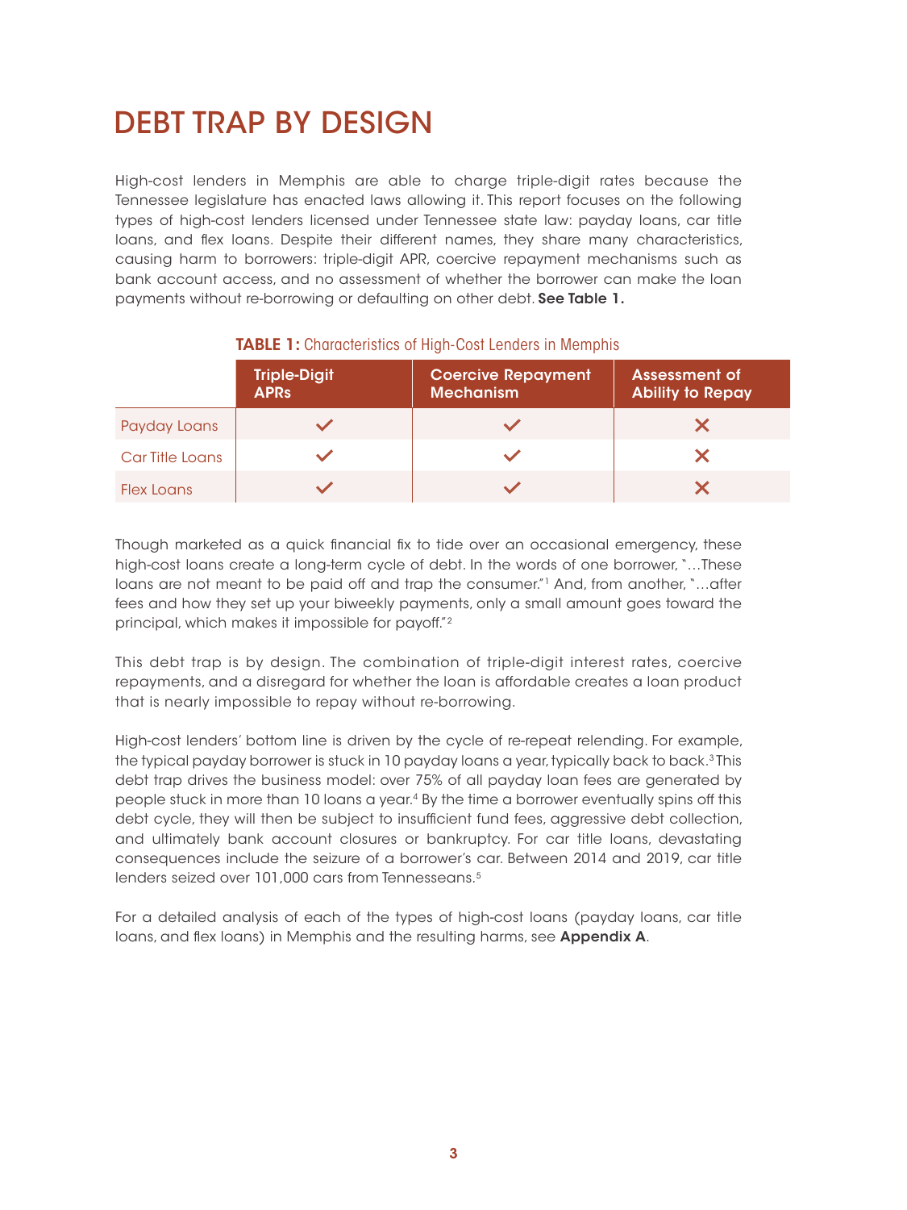# DEBT TRAP BY DESIGN

High-cost lenders in Memphis are able to charge triple-digit rates because the Tennessee legislature has enacted laws allowing it. This report focuses on the following types of high-cost lenders licensed under Tennessee state law: payday loans, car title loans, and flex loans. Despite their different names, they share many characteristics, causing harm to borrowers: triple-digit APR, coercive repayment mechanisms such as bank account access, and no assessment of whether the borrower can make the loan payments without re-borrowing or defaulting on other debt. **See Table 1.**

**TABLE 1:** Characteristics of High-Cost Lenders in Memphis

| | Triple-Digit APRs | Coercive Repayment Mechanism | Assessment of Ability to Repay |
|---|---|---|---|
| Payday Loans | ✓ | ✓ | ✗ |
| Car Title Loans | ✓ | ✓ | ✗ |
| Flex Loans | ✓ | ✓ | ✗ |

Though marketed as a quick financial fix to tide over an occasional emergency, these high-cost loans create a long-term cycle of debt. In the words of one borrower, "…These loans are not meant to be paid off and trap the consumer."[1] And, from another, "…after fees and how they set up your biweekly payments, only a small amount goes toward the principal, which makes it impossible for payoff."[2]

This debt trap is by design. The combination of triple-digit interest rates, coercive repayments, and a disregard for whether the loan is affordable creates a loan product that is nearly impossible to repay without re-borrowing.

High-cost lenders' bottom line is driven by the cycle of re-repeat relending. For example, the typical payday borrower is stuck in 10 payday loans a year, typically back to back.[3] This debt trap drives the business model: over 75% of all payday loan fees are generated by people stuck in more than 10 loans a year.[4] By the time a borrower eventually spins off this debt cycle, they will then be subject to insufficient fund fees, aggressive debt collection, and ultimately bank account closures or bankruptcy. For car title loans, devastating consequences include the seizure of a borrower's car. Between 2014 and 2019, car title lenders seized over 101,000 cars from Tennesseans.[5]

For a detailed analysis of each of the types of high-cost loans (payday loans, car title loans, and flex loans) in Memphis and the resulting harms, see **Appendix A**.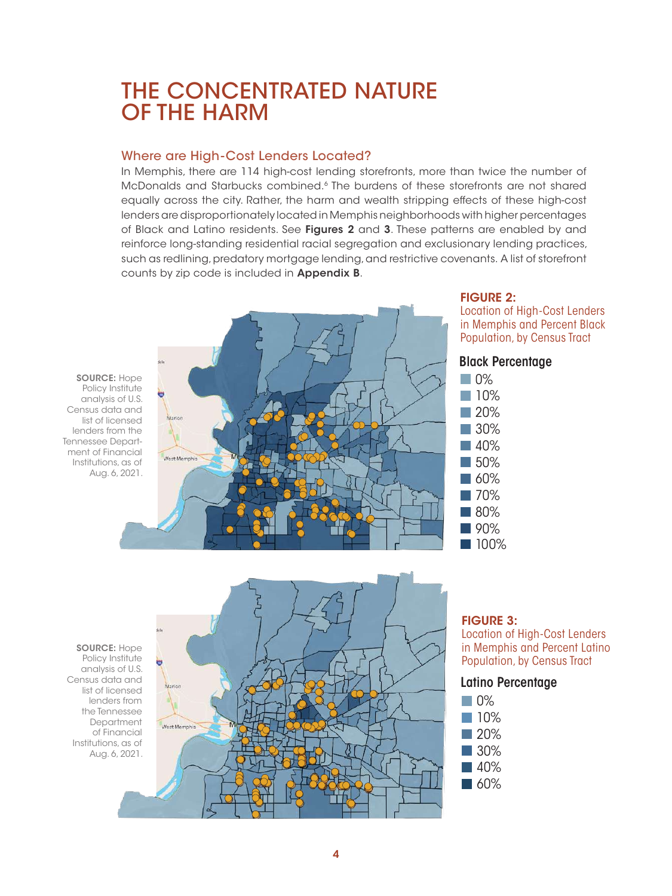# THE CONCENTRATED NATURE OF THE HARM

## Where are High-Cost Lenders Located?

In Memphis, there are 114 high-cost lending storefronts, more than twice the number of McDonalds and Starbucks combined.[6] The burdens of these storefronts are not shared equally across the city. Rather, the harm and wealth stripping effects of these high-cost lenders are disproportionately located in Memphis neighborhoods with higher percentages of Black and Latino residents. See **Figures 2** and **3**. These patterns are enabled by and reinforce long-standing residential racial segregation and exclusionary lending practices, such as redlining, predatory mortgage lending, and restrictive covenants. A list of storefront counts by zip code is included in **Appendix B**.

**FIGURE 2:**
Location of High-Cost Lenders in Memphis and Percent Black Population, by Census Tract

Black Percentage: 0%, 10%, 20%, 30%, 40%, 50%, 60%, 70%, 80%, 90%, 100%

**SOURCE:** Hope Policy Institute analysis of U.S. Census data and list of licensed lenders from the Tennessee Department of Financial Institutions, as of Aug. 6, 2021.

**FIGURE 3:**
Location of High-Cost Lenders in Memphis and Percent Latino Population, by Census Tract

Latino Percentage: 0%, 10%, 20%, 30%, 40%, 60%

**SOURCE:** Hope Policy Institute analysis of U.S. Census data and list of licensed lenders from the Tennessee Department of Financial Institutions, as of Aug. 6, 2021.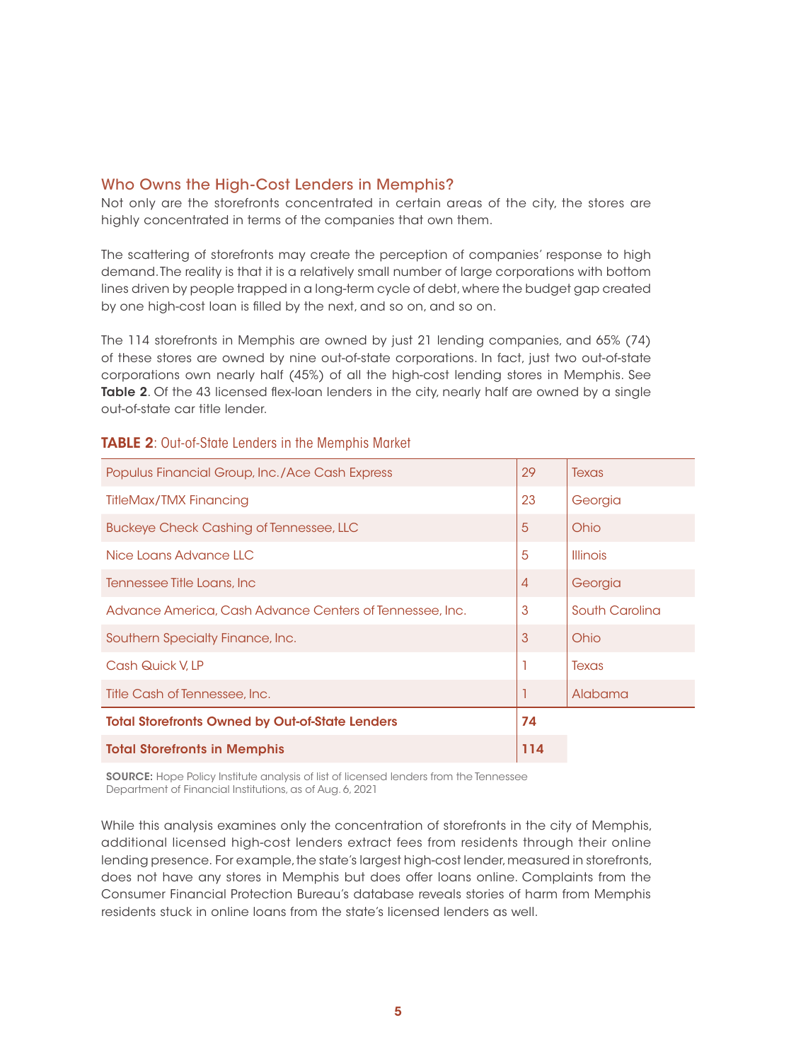## Who Owns the High-Cost Lenders in Memphis?

Not only are the storefronts concentrated in certain areas of the city, the stores are highly concentrated in terms of the companies that own them.

The scattering of storefronts may create the perception of companies' response to high demand. The reality is that it is a relatively small number of large corporations with bottom lines driven by people trapped in a long-term cycle of debt, where the budget gap created by one high-cost loan is filled by the next, and so on, and so on.

The 114 storefronts in Memphis are owned by just 21 lending companies, and 65% (74) of these stores are owned by nine out-of-state corporations. In fact, just two out-of-state corporations own nearly half (45%) of all the high-cost lending stores in Memphis. See **Table 2**. Of the 43 licensed flex-loan lenders in the city, nearly half are owned by a single out-of-state car title lender.

**TABLE 2**: Out-of-State Lenders in the Memphis Market

| Lender | Storefronts | State |
|---|---|---|
| Populus Financial Group, Inc./Ace Cash Express | 29 | Texas |
| TitleMax/TMX Financing | 23 | Georgia |
| Buckeye Check Cashing of Tennessee, LLC | 5 | Ohio |
| Nice Loans Advance LLC | 5 | Illinois |
| Tennessee Title Loans, Inc | 4 | Georgia |
| Advance America, Cash Advance Centers of Tennessee, Inc. | 3 | South Carolina |
| Southern Specialty Finance, Inc. | 3 | Ohio |
| Cash Quick V, LP | 1 | Texas |
| Title Cash of Tennessee, Inc. | 1 | Alabama |
| **Total Storefronts Owned by Out-of-State Lenders** | **74** | |
| **Total Storefronts in Memphis** | **114** | |

**SOURCE:** Hope Policy Institute analysis of list of licensed lenders from the Tennessee Department of Financial Institutions, as of Aug. 6, 2021

While this analysis examines only the concentration of storefronts in the city of Memphis, additional licensed high-cost lenders extract fees from residents through their online lending presence. For example, the state's largest high-cost lender, measured in storefronts, does not have any stores in Memphis but does offer loans online. Complaints from the Consumer Financial Protection Bureau's database reveals stories of harm from Memphis residents stuck in online loans from the state's licensed lenders as well.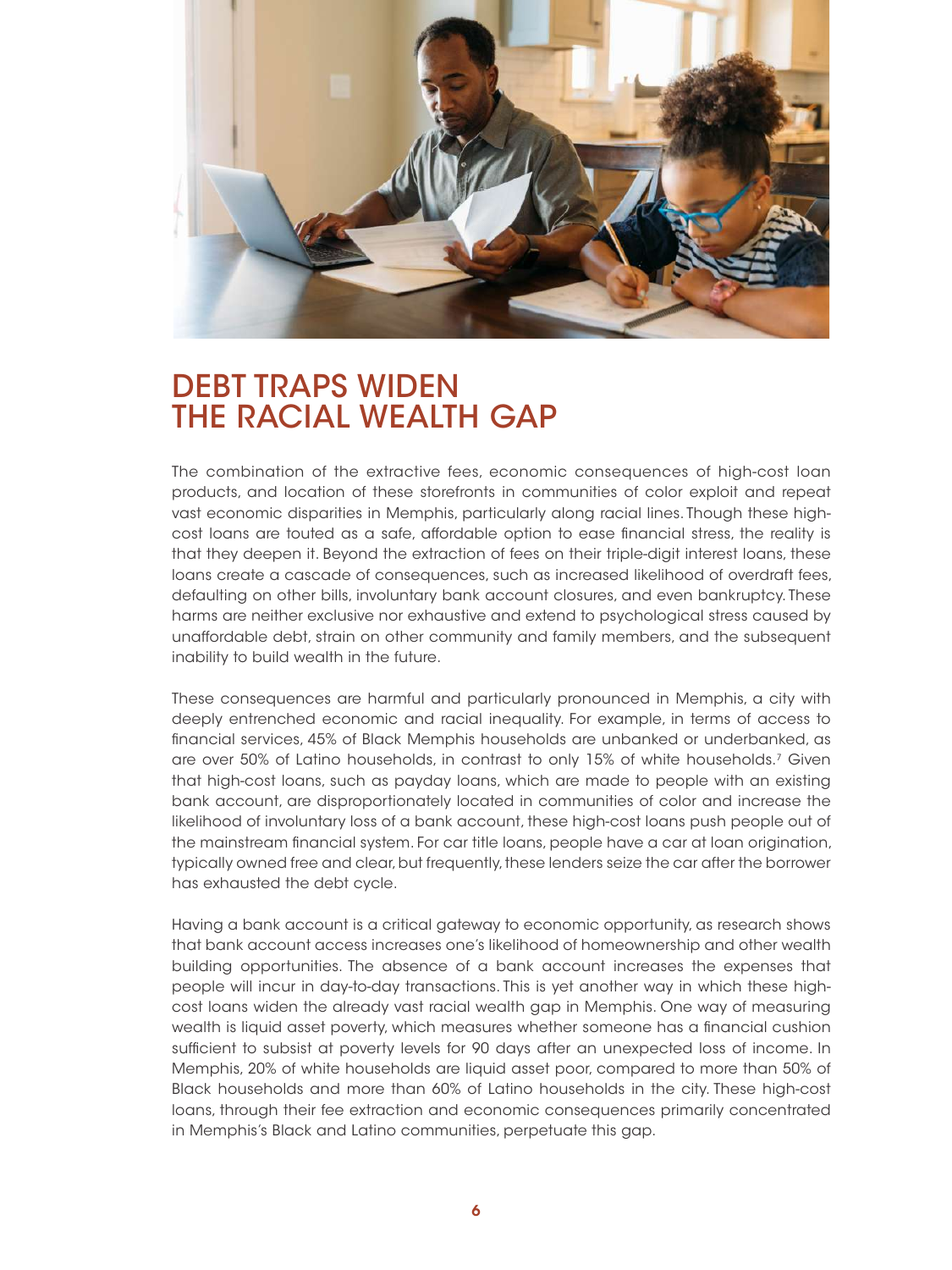# DEBT TRAPS WIDEN THE RACIAL WEALTH GAP

The combination of the extractive fees, economic consequences of high-cost loan products, and location of these storefronts in communities of color exploit and repeat vast economic disparities in Memphis, particularly along racial lines. Though these high-cost loans are touted as a safe, affordable option to ease financial stress, the reality is that they deepen it. Beyond the extraction of fees on their triple-digit interest loans, these loans create a cascade of consequences, such as increased likelihood of overdraft fees, defaulting on other bills, involuntary bank account closures, and even bankruptcy. These harms are neither exclusive nor exhaustive and extend to psychological stress caused by unaffordable debt, strain on other community and family members, and the subsequent inability to build wealth in the future.

These consequences are harmful and particularly pronounced in Memphis, a city with deeply entrenched economic and racial inequality. For example, in terms of access to financial services, 45% of Black Memphis households are unbanked or underbanked, as are over 50% of Latino households, in contrast to only 15% of white households.[7] Given that high-cost loans, such as payday loans, which are made to people with an existing bank account, are disproportionately located in communities of color and increase the likelihood of involuntary loss of a bank account, these high-cost loans push people out of the mainstream financial system. For car title loans, people have a car at loan origination, typically owned free and clear, but frequently, these lenders seize the car after the borrower has exhausted the debt cycle.

Having a bank account is a critical gateway to economic opportunity, as research shows that bank account access increases one's likelihood of homeownership and other wealth building opportunities. The absence of a bank account increases the expenses that people will incur in day-to-day transactions. This is yet another way in which these high-cost loans widen the already vast racial wealth gap in Memphis. One way of measuring wealth is liquid asset poverty, which measures whether someone has a financial cushion sufficient to subsist at poverty levels for 90 days after an unexpected loss of income. In Memphis, 20% of white households are liquid asset poor, compared to more than 50% of Black households and more than 60% of Latino households in the city. These high-cost loans, through their fee extraction and economic consequences primarily concentrated in Memphis's Black and Latino communities, perpetuate this gap.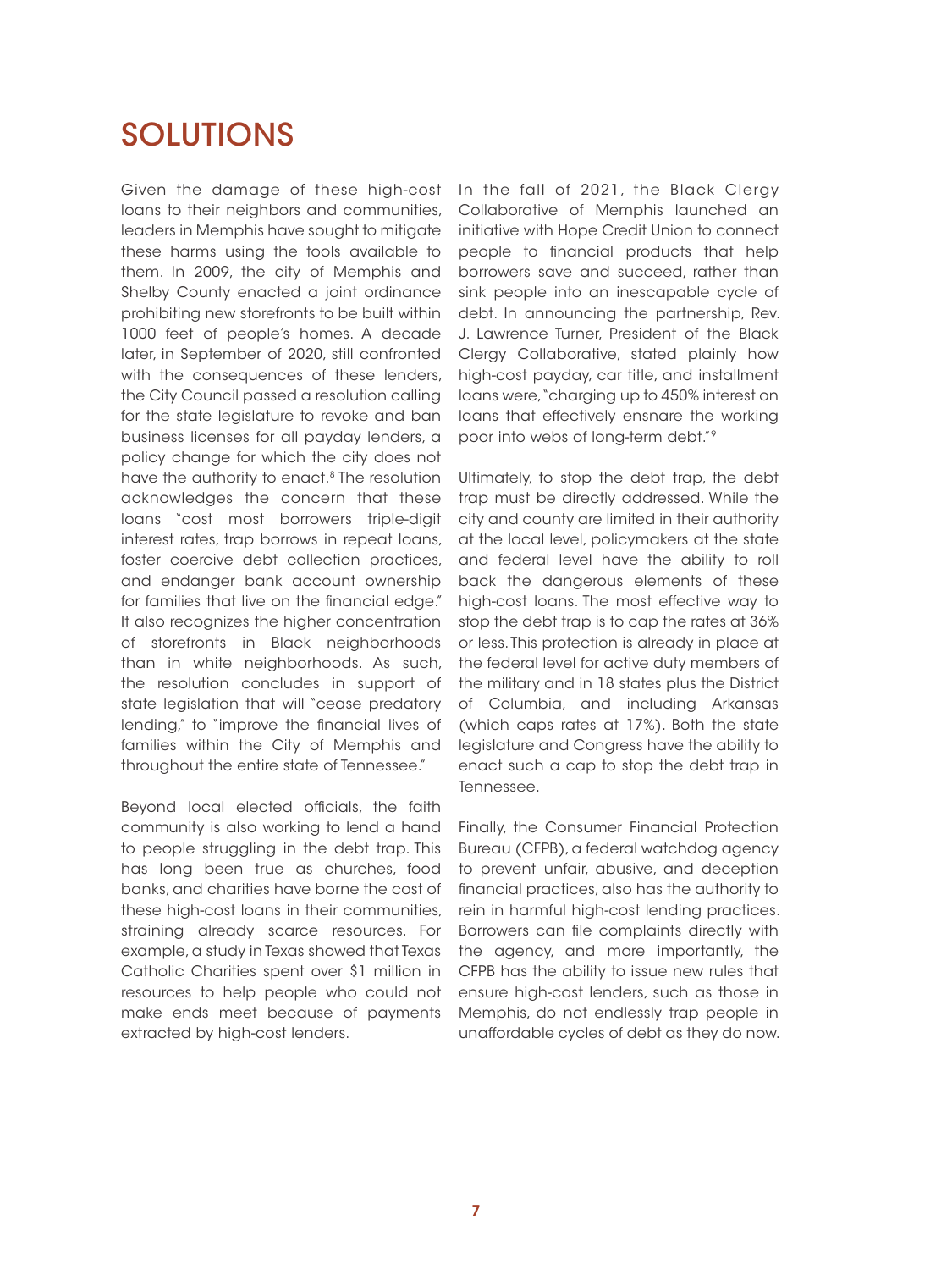# SOLUTIONS

Given the damage of these high-cost loans to their neighbors and communities, leaders in Memphis have sought to mitigate these harms using the tools available to them. In 2009, the city of Memphis and Shelby County enacted a joint ordinance prohibiting new storefronts to be built within 1000 feet of people's homes. A decade later, in September of 2020, still confronted with the consequences of these lenders, the City Council passed a resolution calling for the state legislature to revoke and ban business licenses for all payday lenders, a policy change for which the city does not have the authority to enact.[8] The resolution acknowledges the concern that these loans "cost most borrowers triple-digit interest rates, trap borrows in repeat loans, foster coercive debt collection practices, and endanger bank account ownership for families that live on the financial edge." It also recognizes the higher concentration of storefronts in Black neighborhoods than in white neighborhoods. As such, the resolution concludes in support of state legislation that will "cease predatory lending," to "improve the financial lives of families within the City of Memphis and throughout the entire state of Tennessee."

Beyond local elected officials, the faith community is also working to lend a hand to people struggling in the debt trap. This has long been true as churches, food banks, and charities have borne the cost of these high-cost loans in their communities, straining already scarce resources. For example, a study in Texas showed that Texas Catholic Charities spent over $1 million in resources to help people who could not make ends meet because of payments extracted by high-cost lenders.

In the fall of 2021, the Black Clergy Collaborative of Memphis launched an initiative with Hope Credit Union to connect people to financial products that help borrowers save and succeed, rather than sink people into an inescapable cycle of debt. In announcing the partnership, Rev. J. Lawrence Turner, President of the Black Clergy Collaborative, stated plainly how high-cost payday, car title, and installment loans were, "charging up to 450% interest on loans that effectively ensnare the working poor into webs of long-term debt."[9]

Ultimately, to stop the debt trap, the debt trap must be directly addressed. While the city and county are limited in their authority at the local level, policymakers at the state and federal level have the ability to roll back the dangerous elements of these high-cost loans. The most effective way to stop the debt trap is to cap the rates at 36% or less. This protection is already in place at the federal level for active duty members of the military and in 18 states plus the District of Columbia, and including Arkansas (which caps rates at 17%). Both the state legislature and Congress have the ability to enact such a cap to stop the debt trap in Tennessee.

Finally, the Consumer Financial Protection Bureau (CFPB), a federal watchdog agency to prevent unfair, abusive, and deception financial practices, also has the authority to rein in harmful high-cost lending practices. Borrowers can file complaints directly with the agency, and more importantly, the CFPB has the ability to issue new rules that ensure high-cost lenders, such as those in Memphis, do not endlessly trap people in unaffordable cycles of debt as they do now.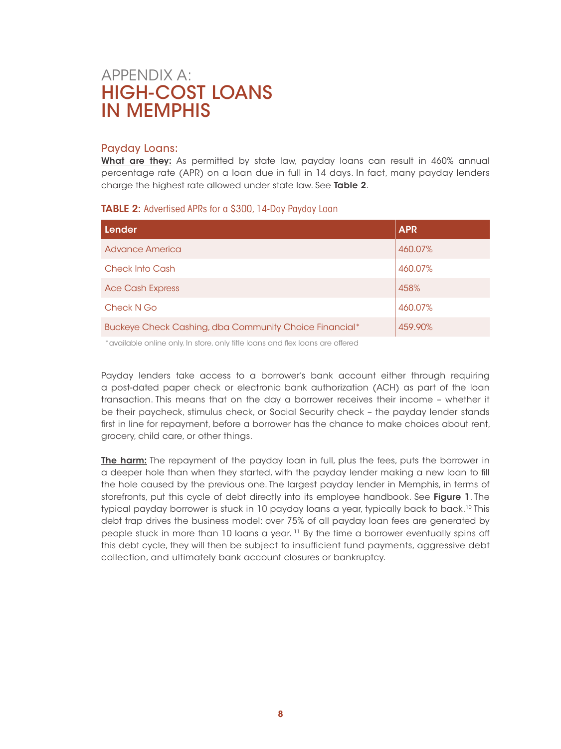# APPENDIX A: HIGH-COST LOANS IN MEMPHIS

## Payday Loans:

**What are they:** As permitted by state law, payday loans can result in 460% annual percentage rate (APR) on a loan due in full in 14 days. In fact, many payday lenders charge the highest rate allowed under state law. See **Table 2**.

**TABLE 2:** Advertised APRs for a $300, 14-Day Payday Loan

| Lender | APR |
|---|---|
| Advance America | 460.07% |
| Check Into Cash | 460.07% |
| Ace Cash Express | 458% |
| Check N Go | 460.07% |
| Buckeye Check Cashing, dba Community Choice Financial* | 459.90% |

*available online only. In store, only title loans and flex loans are offered

Payday lenders take access to a borrower's bank account either through requiring a post-dated paper check or electronic bank authorization (ACH) as part of the loan transaction. This means that on the day a borrower receives their income – whether it be their paycheck, stimulus check, or Social Security check – the payday lender stands first in line for repayment, before a borrower has the chance to make choices about rent, grocery, child care, or other things.

**The harm:** The repayment of the payday loan in full, plus the fees, puts the borrower in a deeper hole than when they started, with the payday lender making a new loan to fill the hole caused by the previous one. The largest payday lender in Memphis, in terms of storefronts, put this cycle of debt directly into its employee handbook. See **Figure 1**. The typical payday borrower is stuck in 10 payday loans a year, typically back to back.[10] This debt trap drives the business model: over 75% of all payday loan fees are generated by people stuck in more than 10 loans a year. [11] By the time a borrower eventually spins off this debt cycle, they will then be subject to insufficient fund payments, aggressive debt collection, and ultimately bank account closures or bankruptcy.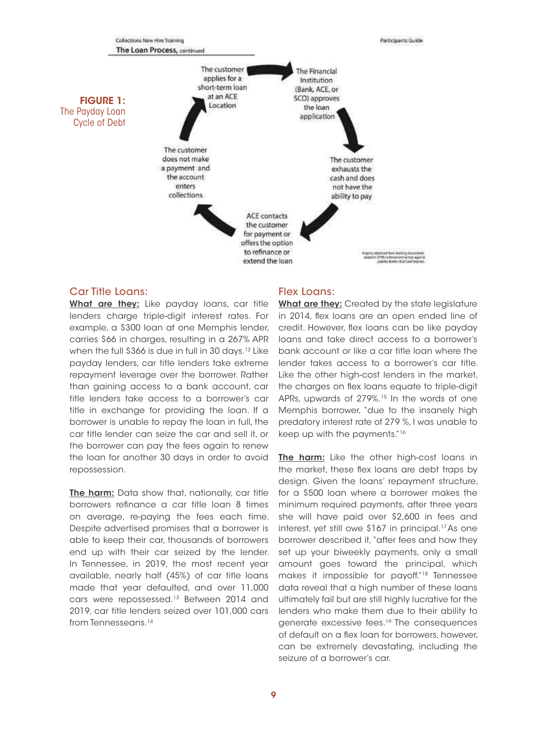**FIGURE 1:**
The Payday Loan Cycle of Debt

Collections New Hire Training

The Loan Process, continued

Participants Guide

The customer applies for a short-term loan at an ACE Location

The Financial Institution (Bank, ACE, or SCO) approves the loan application

The customer exhausts the cash and does not have the ability to pay

ACE contacts the customer for payment or offers the option to refinance or extend the loan

The customer does not make a payment and the account enters collections

## Car Title Loans:

**What are they:** Like payday loans, car title lenders charge triple-digit interest rates. For example, a $300 loan at one Memphis lender, carries $66 in charges, resulting in a 267% APR when the full $366 is due in full in 30 days.[12] Like payday lenders, car title lenders take extreme repayment leverage over the borrower. Rather than gaining access to a bank account, car title lenders take access to a borrower's car title in exchange for providing the loan. If a borrower is unable to repay the loan in full, the car title lender can seize the car and sell it, or the borrower can pay the fees again to renew the loan for another 30 days in order to avoid repossession.

**The harm:** Data show that, nationally, car title borrowers refinance a car title loan 8 times on average, re-paying the fees each time. Despite advertised promises that a borrower is able to keep their car, thousands of borrowers end up with their car seized by the lender. In Tennessee, in 2019, the most recent year available, nearly half (45%) of car title loans made that year defaulted, and over 11,000 cars were repossessed.[13] Between 2014 and 2019, car title lenders seized over 101,000 cars from Tennesseans.[14]

## Flex Loans:

**What are they:** Created by the state legislature in 2014, flex loans are an open ended line of credit. However, flex loans can be like payday loans and take direct access to a borrower's bank account or like a car title loan where the lender takes access to a borrower's car title. Like the other high-cost lenders in the market, the charges on flex loans equate to triple-digit APRs, upwards of 279%.[15] In the words of one Memphis borrower, "due to the insanely high predatory interest rate of 279 %, I was unable to keep up with the payments."[16]

**The harm:** Like the other high-cost loans in the market, these flex loans are debt traps by design. Given the loans' repayment structure, for a $500 loan where a borrower makes the minimum required payments, after three years she will have paid over $2,600 in fees and interest, yet still owe $167 in principal.[17] As one borrower described it, "after fees and how they set up your biweekly payments, only a small amount goes toward the principal, which makes it impossible for payoff."[18] Tennessee data reveal that a high number of these loans ultimately fail but are still highly lucrative for the lenders who make them due to their ability to generate excessive fees.[19] The consequences of default on a flex loan for borrowers, however, can be extremely devastating, including the seizure of a borrower's car.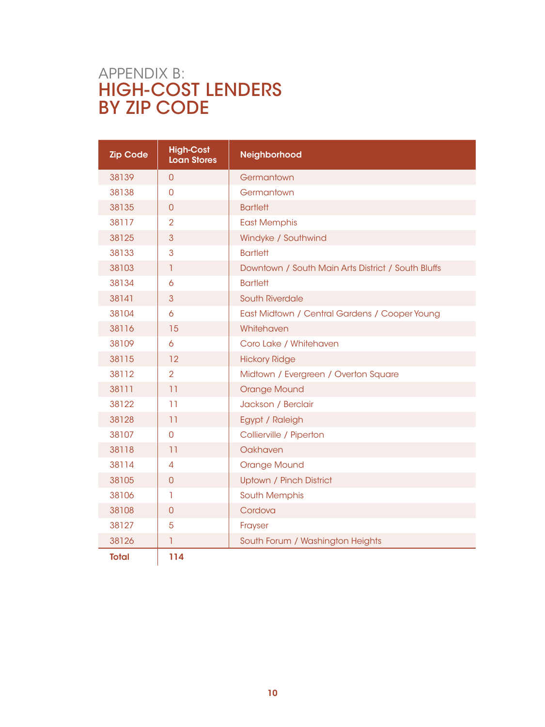# APPENDIX B:
# HIGH-COST LENDERS BY ZIP CODE

| Zip Code | High-Cost Loan Stores | Neighborhood |
|---|---|---|
| 38139 | 0 | Germantown |
| 38138 | 0 | Germantown |
| 38135 | 0 | Bartlett |
| 38117 | 2 | East Memphis |
| 38125 | 3 | Windyke / Southwind |
| 38133 | 3 | Bartlett |
| 38103 | 1 | Downtown / South Main Arts District / South Bluffs |
| 38134 | 6 | Bartlett |
| 38141 | 3 | South Riverdale |
| 38104 | 6 | East Midtown / Central Gardens / Cooper Young |
| 38116 | 15 | Whitehaven |
| 38109 | 6 | Coro Lake / Whitehaven |
| 38115 | 12 | Hickory Ridge |
| 38112 | 2 | Midtown / Evergreen / Overton Square |
| 38111 | 11 | Orange Mound |
| 38122 | 11 | Jackson / Berclair |
| 38128 | 11 | Egypt / Raleigh |
| 38107 | 0 | Collierville / Piperton |
| 38118 | 11 | Oakhaven |
| 38114 | 4 | Orange Mound |
| 38105 | 0 | Uptown / Pinch District |
| 38106 | 1 | South Memphis |
| 38108 | 0 | Cordova |
| 38127 | 5 | Frayser |
| 38126 | 1 | South Forum / Washington Heights |
| **Total** | **114** | |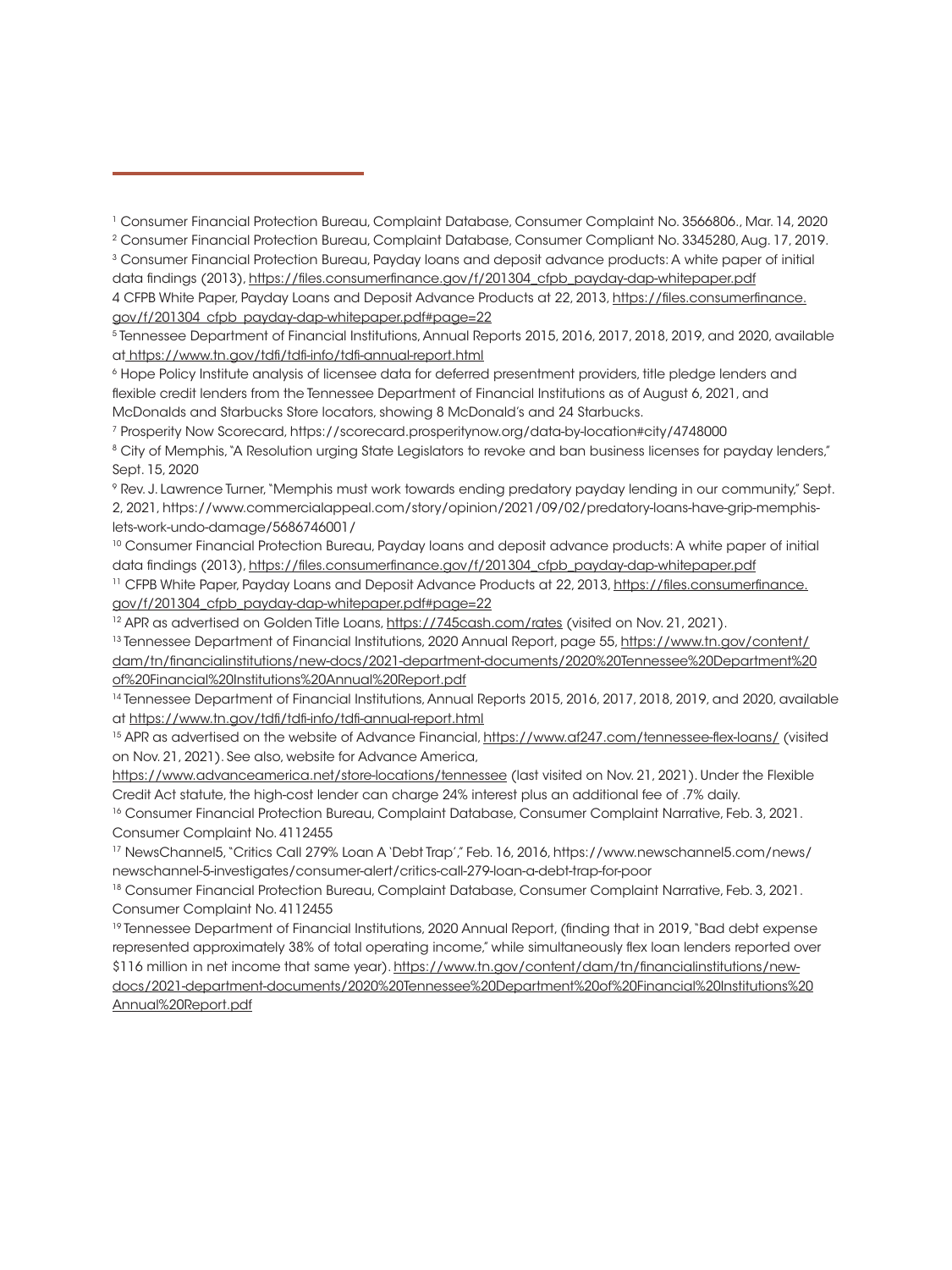[1] Consumer Financial Protection Bureau, Complaint Database, Consumer Complaint No. 3566806., Mar. 14, 2020

[2] Consumer Financial Protection Bureau, Complaint Database, Consumer Compliant No. 3345280, Aug. 17, 2019.

[3] Consumer Financial Protection Bureau, Payday loans and deposit advance products: A white paper of initial data findings (2013), https://files.consumerfinance.gov/f/201304_cfpb_payday-dap-whitepaper.pdf

4 CFPB White Paper, Payday Loans and Deposit Advance Products at 22, 2013, https://files.consumerfinance.gov/f/201304_cfpb_payday-dap-whitepaper.pdf#page=22

[5] Tennessee Department of Financial Institutions, Annual Reports 2015, 2016, 2017, 2018, 2019, and 2020, available at https://www.tn.gov/tdfi/tdfi-info/tdfi-annual-report.html

[6] Hope Policy Institute analysis of licensee data for deferred presentment providers, title pledge lenders and flexible credit lenders from the Tennessee Department of Financial Institutions as of August 6, 2021, and McDonalds and Starbucks Store locators, showing 8 McDonald's and 24 Starbucks.

[7] Prosperity Now Scorecard, https://scorecard.prosperitynow.org/data-by-location#city/4748000

[8] City of Memphis, "A Resolution urging State Legislators to revoke and ban business licenses for payday lenders," Sept. 15, 2020

[9] Rev. J. Lawrence Turner, "Memphis must work towards ending predatory payday lending in our community," Sept. 2, 2021, https://www.commercialappeal.com/story/opinion/2021/09/02/predatory-loans-have-grip-memphis-lets-work-undo-damage/5686746001/

[10] Consumer Financial Protection Bureau, Payday loans and deposit advance products: A white paper of initial data findings (2013), https://files.consumerfinance.gov/f/201304_cfpb_payday-dap-whitepaper.pdf

[11] CFPB White Paper, Payday Loans and Deposit Advance Products at 22, 2013, https://files.consumerfinance.gov/f/201304_cfpb_payday-dap-whitepaper.pdf#page=22

[12] APR as advertised on Golden Title Loans, https://745cash.com/rates (visited on Nov. 21, 2021).

[13] Tennessee Department of Financial Institutions, 2020 Annual Report, page 55, https://www.tn.gov/content/dam/tn/financialinstitutions/new-docs/2021-department-documents/2020%20Tennessee%20Department%20of%20Financial%20Institutions%20Annual%20Report.pdf

[14] Tennessee Department of Financial Institutions, Annual Reports 2015, 2016, 2017, 2018, 2019, and 2020, available at https://www.tn.gov/tdfi/tdfi-info/tdfi-annual-report.html

[15] APR as advertised on the website of Advance Financial, https://www.af247.com/tennessee-flex-loans/ (visited on Nov. 21, 2021). See also, website for Advance America, https://www.advanceamerica.net/store-locations/tennessee (last visited on Nov. 21, 2021). Under the Flexible Credit Act statute, the high-cost lender can charge 24% interest plus an additional fee of .7% daily.

[16] Consumer Financial Protection Bureau, Complaint Database, Consumer Complaint Narrative, Feb. 3, 2021. Consumer Complaint No. 4112455

[17] NewsChannel5, "Critics Call 279% Loan A 'Debt Trap'," Feb. 16, 2016, https://www.newschannel5.com/news/newschannel-5-investigates/consumer-alert/critics-call-279-loan-a-debt-trap-for-poor

[18] Consumer Financial Protection Bureau, Complaint Database, Consumer Complaint Narrative, Feb. 3, 2021. Consumer Complaint No. 4112455

[19] Tennessee Department of Financial Institutions, 2020 Annual Report, (finding that in 2019, "Bad debt expense represented approximately 38% of total operating income," while simultaneously flex loan lenders reported over $116 million in net income that same year). https://www.tn.gov/content/dam/tn/financialinstitutions/new-docs/2021-department-documents/2020%20Tennessee%20Department%20of%20Financial%20Institutions%20Annual%20Report.pdf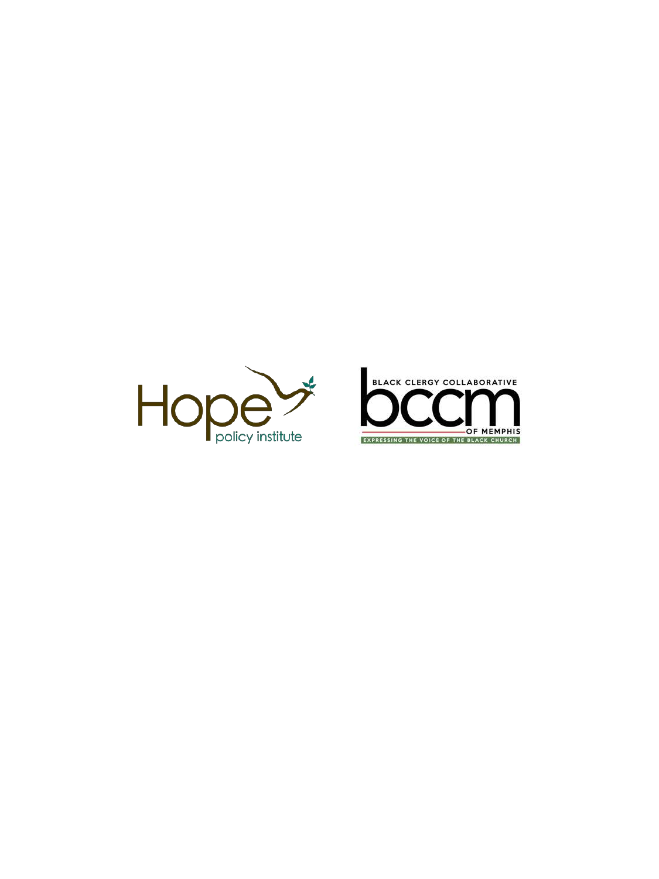Hope policy institute

BLACK CLERGY COLLABORATIVE

bccm

OF MEMPHIS

EXPRESSING THE VOICE OF THE BLACK CHURCH